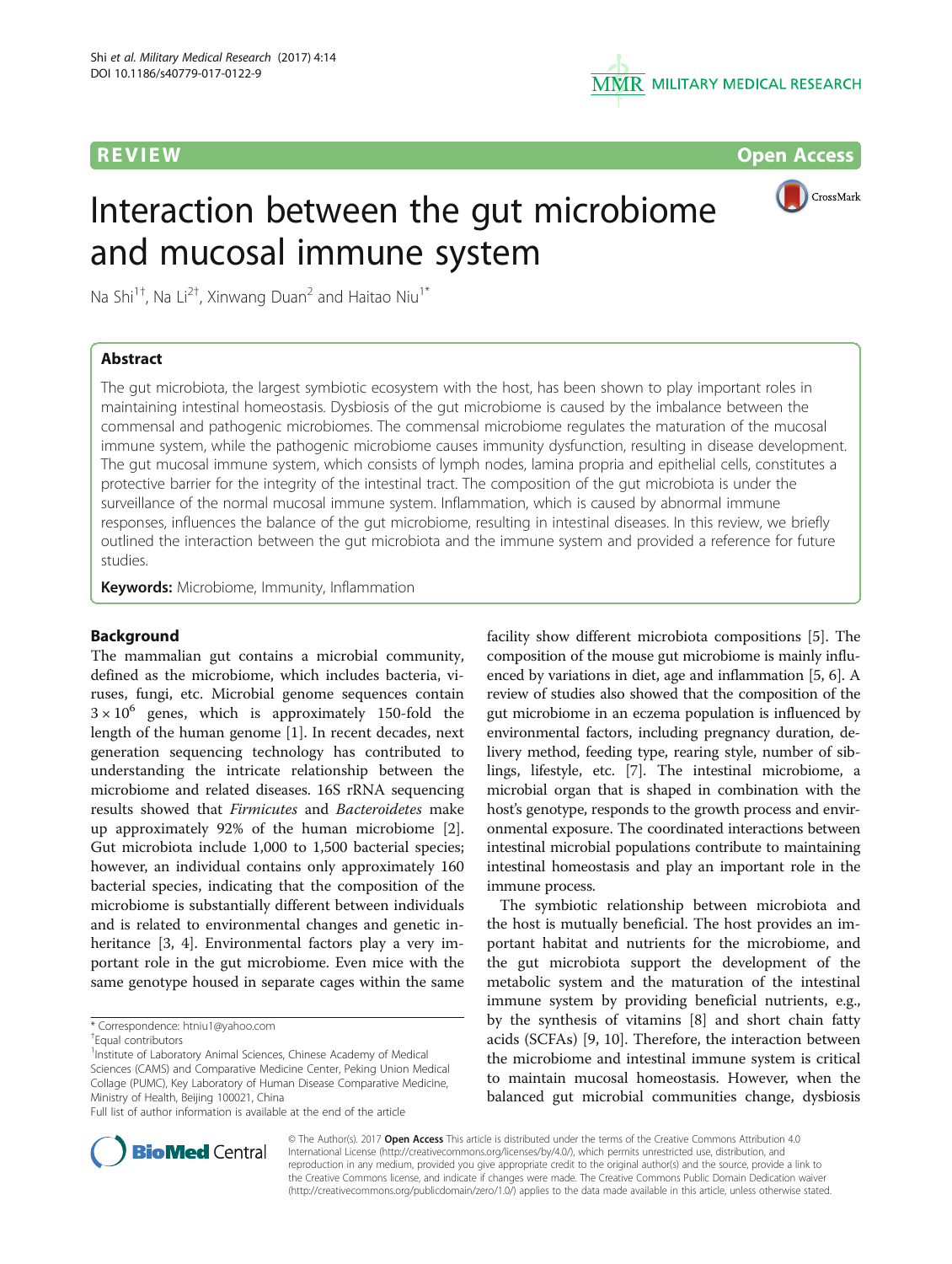REVIEW

Open Access

# Interaction between the gut microbiome and mucosal immune system

Na Shi[1†], Na Li[2†], Xinwang Duan[2] and Haitao Niu[1*]

## Abstract

The gut microbiota, the largest symbiotic ecosystem with the host, has been shown to play important roles in maintaining intestinal homeostasis. Dysbiosis of the gut microbiome is caused by the imbalance between the commensal and pathogenic microbiomes. The commensal microbiome regulates the maturation of the mucosal immune system, while the pathogenic microbiome causes immunity dysfunction, resulting in disease development. The gut mucosal immune system, which consists of lymph nodes, lamina propria and epithelial cells, constitutes a protective barrier for the integrity of the intestinal tract. The composition of the gut microbiota is under the surveillance of the normal mucosal immune system. Inflammation, which is caused by abnormal immune responses, influences the balance of the gut microbiome, resulting in intestinal diseases. In this review, we briefly outlined the interaction between the gut microbiota and the immune system and provided a reference for future studies.

**Keywords:** Microbiome, Immunity, Inflammation

## Background

The mammalian gut contains a microbial community, defined as the microbiome, which includes bacteria, viruses, fungi, etc. Microbial genome sequences contain $3 \times 10^6$ genes, which is approximately 150-fold the length of the human genome [1]. In recent decades, next generation sequencing technology has contributed to understanding the intricate relationship between the microbiome and related diseases. 16S rRNA sequencing results showed that *Firmicutes* and *Bacteroidetes* make up approximately 92% of the human microbiome [2]. Gut microbiota include 1,000 to 1,500 bacterial species; however, an individual contains only approximately 160 bacterial species, indicating that the composition of the microbiome is substantially different between individuals and is related to environmental changes and genetic inheritance [3, 4]. Environmental factors play a very important role in the gut microbiome. Even mice with the same genotype housed in separate cages within the same facility show different microbiota compositions [5]. The composition of the mouse gut microbiome is mainly influenced by variations in diet, age and inflammation [5, 6]. A review of studies also showed that the composition of the gut microbiome in an eczema population is influenced by environmental factors, including pregnancy duration, delivery method, feeding type, rearing style, number of siblings, lifestyle, etc. [7]. The intestinal microbiome, a microbial organ that is shaped in combination with the host's genotype, responds to the growth process and environmental exposure. The coordinated interactions between intestinal microbial populations contribute to maintaining intestinal homeostasis and play an important role in the immune process.

The symbiotic relationship between microbiota and the host is mutually beneficial. The host provides an important habitat and nutrients for the microbiome, and the gut microbiota support the development of the metabolic system and the maturation of the intestinal immune system by providing beneficial nutrients, e.g., by the synthesis of vitamins [8] and short chain fatty acids (SCFAs) [9, 10]. Therefore, the interaction between the microbiome and intestinal immune system is critical to maintain mucosal homeostasis. However, when the balanced gut microbial communities change, dysbiosis

\* Correspondence: htniu1@yahoo.com

†Equal contributors

[1]Institute of Laboratory Animal Sciences, Chinese Academy of Medical Sciences (CAMS) and Comparative Medicine Center, Peking Union Medical Collage (PUMC), Key Laboratory of Human Disease Comparative Medicine, Ministry of Health, Beijing 100021, China

Full list of author information is available at the end of the article

© The Author(s). 2017 **Open Access** This article is distributed under the terms of the Creative Commons Attribution 4.0 International License (http://creativecommons.org/licenses/by/4.0/), which permits unrestricted use, distribution, and reproduction in any medium, provided you give appropriate credit to the original author(s) and the source, provide a link to the Creative Commons license, and indicate if changes were made. The Creative Commons Public Domain Dedication waiver (http://creativecommons.org/publicdomain/zero/1.0/) applies to the data made available in this article, unless otherwise stated.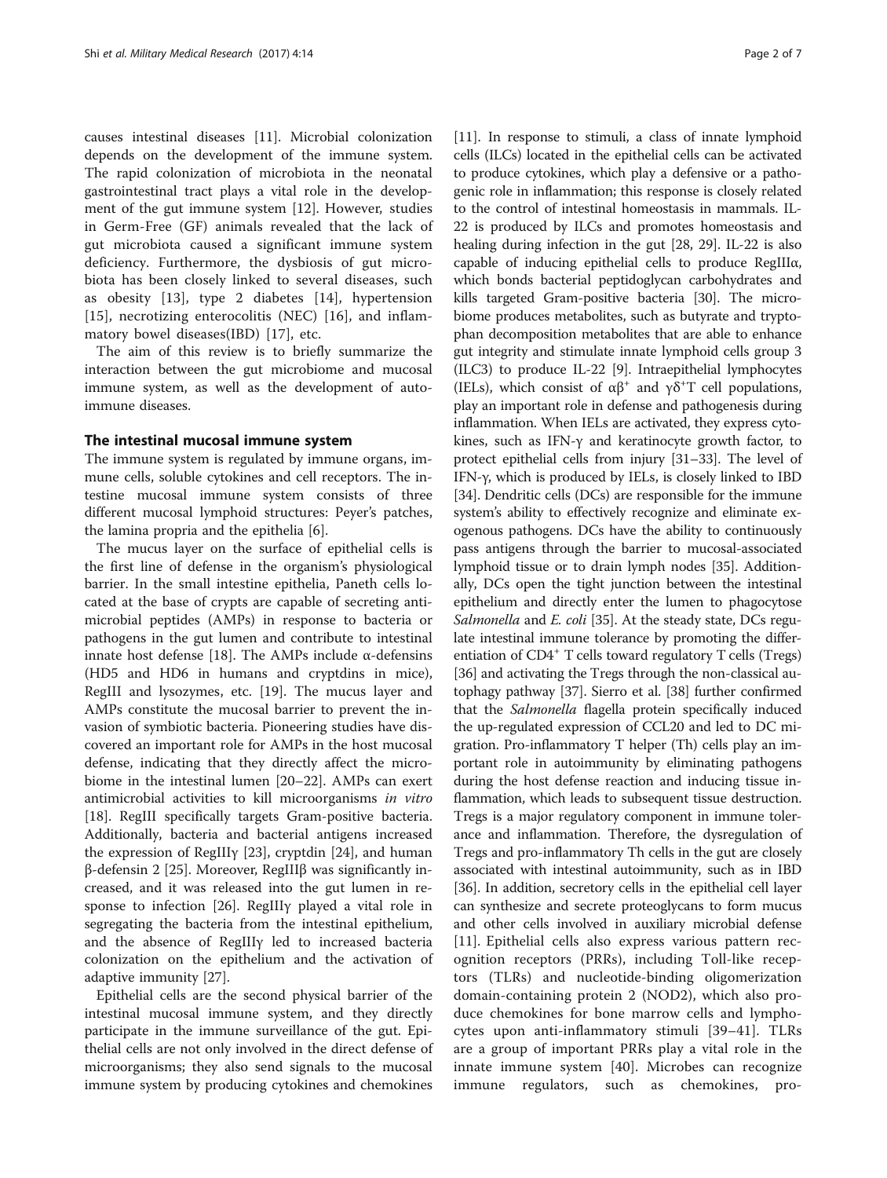causes intestinal diseases [11]. Microbial colonization depends on the development of the immune system. The rapid colonization of microbiota in the neonatal gastrointestinal tract plays a vital role in the development of the gut immune system [12]. However, studies in Germ-Free (GF) animals revealed that the lack of gut microbiota caused a significant immune system deficiency. Furthermore, the dysbiosis of gut microbiota has been closely linked to several diseases, such as obesity [13], type 2 diabetes [14], hypertension [15], necrotizing enterocolitis (NEC) [16], and inflammatory bowel diseases(IBD) [17], etc.

The aim of this review is to briefly summarize the interaction between the gut microbiome and mucosal immune system, as well as the development of autoimmune diseases.

## The intestinal mucosal immune system

The immune system is regulated by immune organs, immune cells, soluble cytokines and cell receptors. The intestine mucosal immune system consists of three different mucosal lymphoid structures: Peyer's patches, the lamina propria and the epithelia [6].

The mucus layer on the surface of epithelial cells is the first line of defense in the organism's physiological barrier. In the small intestine epithelia, Paneth cells located at the base of crypts are capable of secreting antimicrobial peptides (AMPs) in response to bacteria or pathogens in the gut lumen and contribute to intestinal innate host defense [18]. The AMPs include α-defensins (HD5 and HD6 in humans and cryptdins in mice), RegIII and lysozymes, etc. [19]. The mucus layer and AMPs constitute the mucosal barrier to prevent the invasion of symbiotic bacteria. Pioneering studies have discovered an important role for AMPs in the host mucosal defense, indicating that they directly affect the microbiome in the intestinal lumen [20–22]. AMPs can exert antimicrobial activities to kill microorganisms *in vitro* [18]. RegIII specifically targets Gram-positive bacteria. Additionally, bacteria and bacterial antigens increased the expression of RegIIIγ [23], cryptdin [24], and human β-defensin 2 [25]. Moreover, RegIIIβ was significantly increased, and it was released into the gut lumen in response to infection [26]. RegIIIγ played a vital role in segregating the bacteria from the intestinal epithelium, and the absence of RegIIIγ led to increased bacteria colonization on the epithelium and the activation of adaptive immunity [27].

Epithelial cells are the second physical barrier of the intestinal mucosal immune system, and they directly participate in the immune surveillance of the gut. Epithelial cells are not only involved in the direct defense of microorganisms; they also send signals to the mucosal immune system by producing cytokines and chemokines [11]. In response to stimuli, a class of innate lymphoid cells (ILCs) located in the epithelial cells can be activated to produce cytokines, which play a defensive or a pathogenic role in inflammation; this response is closely related to the control of intestinal homeostasis in mammals. IL-22 is produced by ILCs and promotes homeostasis and healing during infection in the gut [28, 29]. IL-22 is also capable of inducing epithelial cells to produce RegIIIα, which bonds bacterial peptidoglycan carbohydrates and kills targeted Gram-positive bacteria [30]. The microbiome produces metabolites, such as butyrate and tryptophan decomposition metabolites that are able to enhance gut integrity and stimulate innate lymphoid cells group 3 (ILC3) to produce IL-22 [9]. Intraepithelial lymphocytes (IELs), which consist of $\alpha\beta^+$ and $\gamma\delta^+$T cell populations, play an important role in defense and pathogenesis during inflammation. When IELs are activated, they express cytokines, such as IFN-γ and keratinocyte growth factor, to protect epithelial cells from injury [31–33]. The level of IFN-γ, which is produced by IELs, is closely linked to IBD [34]. Dendritic cells (DCs) are responsible for the immune system's ability to effectively recognize and eliminate exogenous pathogens. DCs have the ability to continuously pass antigens through the barrier to mucosal-associated lymphoid tissue or to drain lymph nodes [35]. Additionally, DCs open the tight junction between the intestinal epithelium and directly enter the lumen to phagocytose *Salmonella* and *E. coli* [35]. At the steady state, DCs regulate intestinal immune tolerance by promoting the differentiation of $CD4^+$ T cells toward regulatory T cells (Tregs) [36] and activating the Tregs through the non-classical autophagy pathway [37]. Sierro et al. [38] further confirmed that the *Salmonella* flagella protein specifically induced the up-regulated expression of CCL20 and led to DC migration. Pro-inflammatory T helper (Th) cells play an important role in autoimmunity by eliminating pathogens during the host defense reaction and inducing tissue inflammation, which leads to subsequent tissue destruction. Tregs is a major regulatory component in immune tolerance and inflammation. Therefore, the dysregulation of Tregs and pro-inflammatory Th cells in the gut are closely associated with intestinal autoimmunity, such as in IBD [36]. In addition, secretory cells in the epithelial cell layer can synthesize and secrete proteoglycans to form mucus and other cells involved in auxiliary microbial defense [11]. Epithelial cells also express various pattern recognition receptors (PRRs), including Toll-like receptors (TLRs) and nucleotide-binding oligomerization domain-containing protein 2 (NOD2), which also produce chemokines for bone marrow cells and lymphocytes upon anti-inflammatory stimuli [39–41]. TLRs are a group of important PRRs play a vital role in the innate immune system [40]. Microbes can recognize immune regulators, such as chemokines, pro-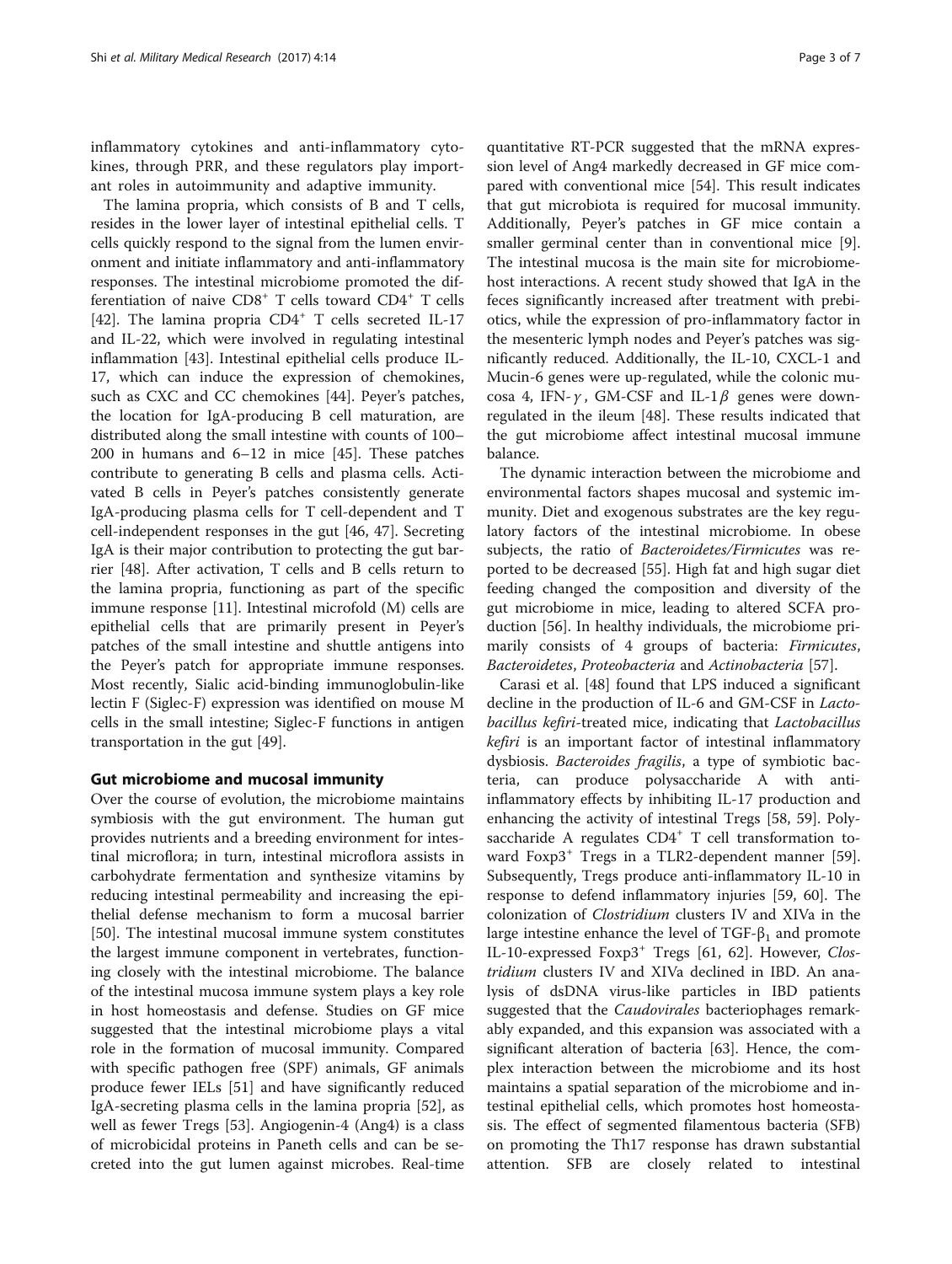inflammatory cytokines and anti-inflammatory cytokines, through PRR, and these regulators play important roles in autoimmunity and adaptive immunity.

The lamina propria, which consists of B and T cells, resides in the lower layer of intestinal epithelial cells. T cells quickly respond to the signal from the lumen environment and initiate inflammatory and anti-inflammatory responses. The intestinal microbiome promoted the differentiation of naive CD8$^+$ T cells toward CD4$^+$ T cells [42]. The lamina propria CD4$^+$ T cells secreted IL-17 and IL-22, which were involved in regulating intestinal inflammation [43]. Intestinal epithelial cells produce IL-17, which can induce the expression of chemokines, such as CXC and CC chemokines [44]. Peyer's patches, the location for IgA-producing B cell maturation, are distributed along the small intestine with counts of 100–200 in humans and 6–12 in mice [45]. These patches contribute to generating B cells and plasma cells. Activated B cells in Peyer's patches consistently generate IgA-producing plasma cells for T cell-dependent and T cell-independent responses in the gut [46, 47]. Secreting IgA is their major contribution to protecting the gut barrier [48]. After activation, T cells and B cells return to the lamina propria, functioning as part of the specific immune response [11]. Intestinal microfold (M) cells are epithelial cells that are primarily present in Peyer's patches of the small intestine and shuttle antigens into the Peyer's patch for appropriate immune responses. Most recently, Sialic acid-binding immunoglobulin-like lectin F (Siglec-F) expression was identified on mouse M cells in the small intestine; Siglec-F functions in antigen transportation in the gut [49].

## Gut microbiome and mucosal immunity

Over the course of evolution, the microbiome maintains symbiosis with the gut environment. The human gut provides nutrients and a breeding environment for intestinal microflora; in turn, intestinal microflora assists in carbohydrate fermentation and synthesize vitamins by reducing intestinal permeability and increasing the epithelial defense mechanism to form a mucosal barrier [50]. The intestinal mucosal immune system constitutes the largest immune component in vertebrates, functioning closely with the intestinal microbiome. The balance of the intestinal mucosa immune system plays a key role in host homeostasis and defense. Studies on GF mice suggested that the intestinal microbiome plays a vital role in the formation of mucosal immunity. Compared with specific pathogen free (SPF) animals, GF animals produce fewer IELs [51] and have significantly reduced IgA-secreting plasma cells in the lamina propria [52], as well as fewer Tregs [53]. Angiogenin-4 (Ang4) is a class of microbicidal proteins in Paneth cells and can be secreted into the gut lumen against microbes. Real-time quantitative RT-PCR suggested that the mRNA expression level of Ang4 markedly decreased in GF mice compared with conventional mice [54]. This result indicates that gut microbiota is required for mucosal immunity. Additionally, Peyer's patches in GF mice contain a smaller germinal center than in conventional mice [9]. The intestinal mucosa is the main site for microbiome-host interactions. A recent study showed that IgA in the feces significantly increased after treatment with prebiotics, while the expression of pro-inflammatory factor in the mesenteric lymph nodes and Peyer's patches was significantly reduced. Additionally, the IL-10, CXCL-1 and Mucin-6 genes were up-regulated, while the colonic mucosa 4, IFN-$\gamma$, GM-CSF and IL-1$\beta$ genes were down-regulated in the ileum [48]. These results indicated that the gut microbiome affect intestinal mucosal immune balance.

The dynamic interaction between the microbiome and environmental factors shapes mucosal and systemic immunity. Diet and exogenous substrates are the key regulatory factors of the intestinal microbiome. In obese subjects, the ratio of *Bacteroidetes/Firmicutes* was reported to be decreased [55]. High fat and high sugar diet feeding changed the composition and diversity of the gut microbiome in mice, leading to altered SCFA production [56]. In healthy individuals, the microbiome primarily consists of 4 groups of bacteria: *Firmicutes*, *Bacteroidetes*, *Proteobacteria* and *Actinobacteria* [57].

Carasi et al. [48] found that LPS induced a significant decline in the production of IL-6 and GM-CSF in *Lactobacillus kefiri*-treated mice, indicating that *Lactobacillus kefiri* is an important factor of intestinal inflammatory dysbiosis. *Bacteroides fragilis*, a type of symbiotic bacteria, can produce polysaccharide A with anti-inflammatory effects by inhibiting IL-17 production and enhancing the activity of intestinal Tregs [58, 59]. Polysaccharide A regulates CD4$^+$ T cell transformation toward Foxp3$^+$ Tregs in a TLR2-dependent manner [59]. Subsequently, Tregs produce anti-inflammatory IL-10 in response to defend inflammatory injuries [59, 60]. The colonization of *Clostridium* clusters IV and XIVa in the large intestine enhance the level of TGF-$\beta_1$ and promote IL-10-expressed Foxp3$^+$ Tregs [61, 62]. However, *Clostridium* clusters IV and XIVa declined in IBD. An analysis of dsDNA virus-like particles in IBD patients suggested that the *Caudovirales* bacteriophages remarkably expanded, and this expansion was associated with a significant alteration of bacteria [63]. Hence, the complex interaction between the microbiome and its host maintains a spatial separation of the microbiome and intestinal epithelial cells, which promotes host homeostasis. The effect of segmented filamentous bacteria (SFB) on promoting the Th17 response has drawn substantial attention. SFB are closely related to intestinal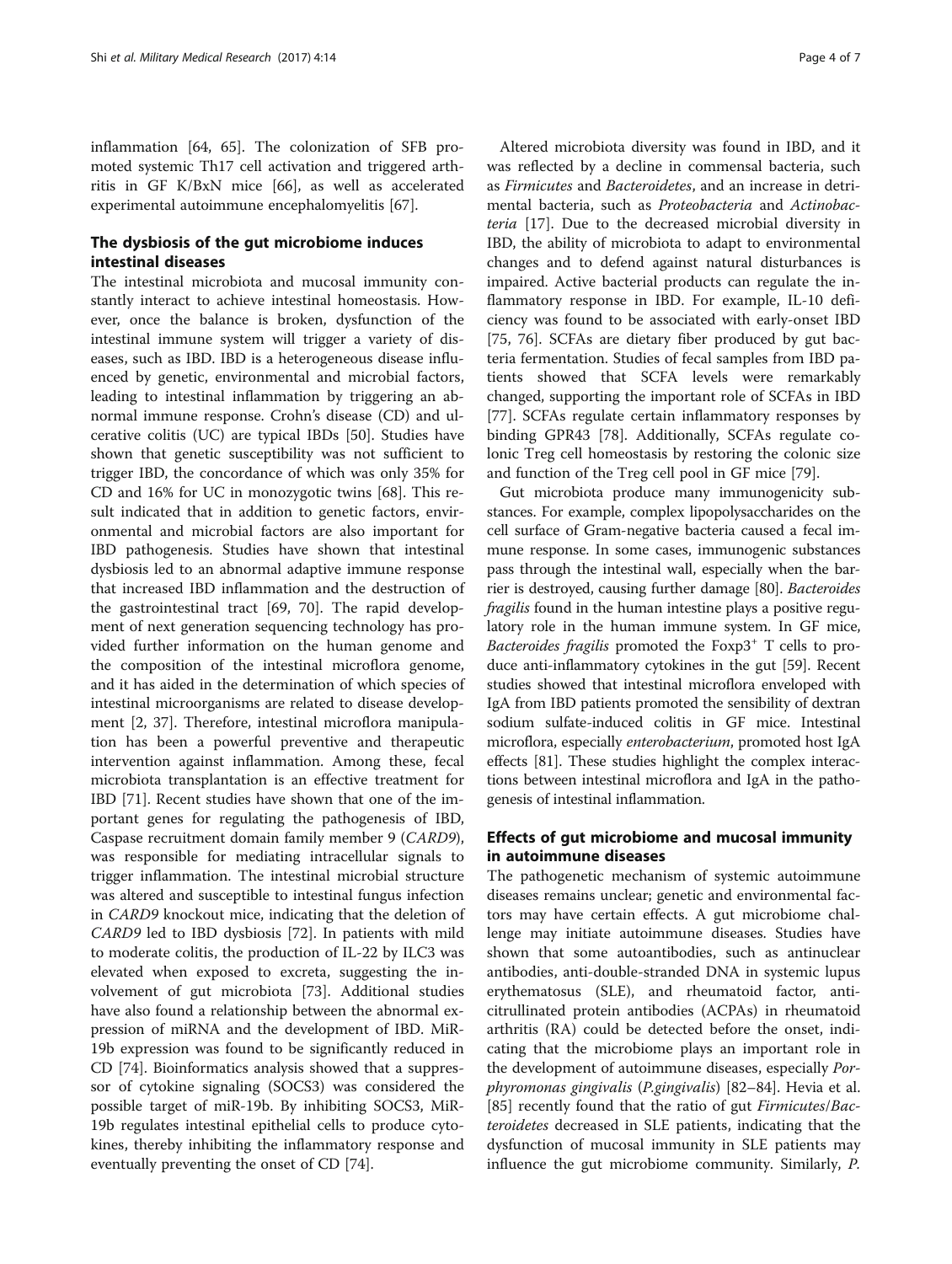inflammation [64, 65]. The colonization of SFB promoted systemic Th17 cell activation and triggered arthritis in GF K/BxN mice [66], as well as accelerated experimental autoimmune encephalomyelitis [67].

## The dysbiosis of the gut microbiome induces intestinal diseases

The intestinal microbiota and mucosal immunity constantly interact to achieve intestinal homeostasis. However, once the balance is broken, dysfunction of the intestinal immune system will trigger a variety of diseases, such as IBD. IBD is a heterogeneous disease influenced by genetic, environmental and microbial factors, leading to intestinal inflammation by triggering an abnormal immune response. Crohn's disease (CD) and ulcerative colitis (UC) are typical IBDs [50]. Studies have shown that genetic susceptibility was not sufficient to trigger IBD, the concordance of which was only 35% for CD and 16% for UC in monozygotic twins [68]. This result indicated that in addition to genetic factors, environmental and microbial factors are also important for IBD pathogenesis. Studies have shown that intestinal dysbiosis led to an abnormal adaptive immune response that increased IBD inflammation and the destruction of the gastrointestinal tract [69, 70]. The rapid development of next generation sequencing technology has provided further information on the human genome and the composition of the intestinal microflora genome, and it has aided in the determination of which species of intestinal microorganisms are related to disease development [2, 37]. Therefore, intestinal microflora manipulation has been a powerful preventive and therapeutic intervention against inflammation. Among these, fecal microbiota transplantation is an effective treatment for IBD [71]. Recent studies have shown that one of the important genes for regulating the pathogenesis of IBD, Caspase recruitment domain family member 9 (*CARD9*), was responsible for mediating intracellular signals to trigger inflammation. The intestinal microbial structure was altered and susceptible to intestinal fungus infection in *CARD9* knockout mice, indicating that the deletion of *CARD9* led to IBD dysbiosis [72]. In patients with mild to moderate colitis, the production of IL-22 by ILC3 was elevated when exposed to excreta, suggesting the involvement of gut microbiota [73]. Additional studies have also found a relationship between the abnormal expression of miRNA and the development of IBD. MiR-19b expression was found to be significantly reduced in CD [74]. Bioinformatics analysis showed that a suppressor of cytokine signaling (SOCS3) was considered the possible target of miR-19b. By inhibiting SOCS3, MiR-19b regulates intestinal epithelial cells to produce cytokines, thereby inhibiting the inflammatory response and eventually preventing the onset of CD [74].

Altered microbiota diversity was found in IBD, and it was reflected by a decline in commensal bacteria, such as *Firmicutes* and *Bacteroidetes*, and an increase in detrimental bacteria, such as *Proteobacteria* and *Actinobacteria* [17]. Due to the decreased microbial diversity in IBD, the ability of microbiota to adapt to environmental changes and to defend against natural disturbances is impaired. Active bacterial products can regulate the inflammatory response in IBD. For example, IL-10 deficiency was found to be associated with early-onset IBD [75, 76]. SCFAs are dietary fiber produced by gut bacteria fermentation. Studies of fecal samples from IBD patients showed that SCFA levels were remarkably changed, supporting the important role of SCFAs in IBD [77]. SCFAs regulate certain inflammatory responses by binding GPR43 [78]. Additionally, SCFAs regulate colonic Treg cell homeostasis by restoring the colonic size and function of the Treg cell pool in GF mice [79].

Gut microbiota produce many immunogenicity substances. For example, complex lipopolysaccharides on the cell surface of Gram-negative bacteria caused a fecal immune response. In some cases, immunogenic substances pass through the intestinal wall, especially when the barrier is destroyed, causing further damage [80]. *Bacteroides fragilis* found in the human intestine plays a positive regulatory role in the human immune system. In GF mice, *Bacteroides fragilis* promoted the Foxp3$^+$ T cells to produce anti-inflammatory cytokines in the gut [59]. Recent studies showed that intestinal microflora enveloped with IgA from IBD patients promoted the sensibility of dextran sodium sulfate-induced colitis in GF mice. Intestinal microflora, especially *enterobacterium*, promoted host IgA effects [81]. These studies highlight the complex interactions between intestinal microflora and IgA in the pathogenesis of intestinal inflammation.

## Effects of gut microbiome and mucosal immunity in autoimmune diseases

The pathogenetic mechanism of systemic autoimmune diseases remains unclear; genetic and environmental factors may have certain effects. A gut microbiome challenge may initiate autoimmune diseases. Studies have shown that some autoantibodies, such as antinuclear antibodies, anti-double-stranded DNA in systemic lupus erythematosus (SLE), and rheumatoid factor, anti-citrullinated protein antibodies (ACPAs) in rheumatoid arthritis (RA) could be detected before the onset, indicating that the microbiome plays an important role in the development of autoimmune diseases, especially *Porphyromonas gingivalis* (*P.gingivalis*) [82–84]. Hevia et al. [85] recently found that the ratio of gut *Firmicutes*/*Bacteroidetes* decreased in SLE patients, indicating that the dysfunction of mucosal immunity in SLE patients may influence the gut microbiome community. Similarly, *P.*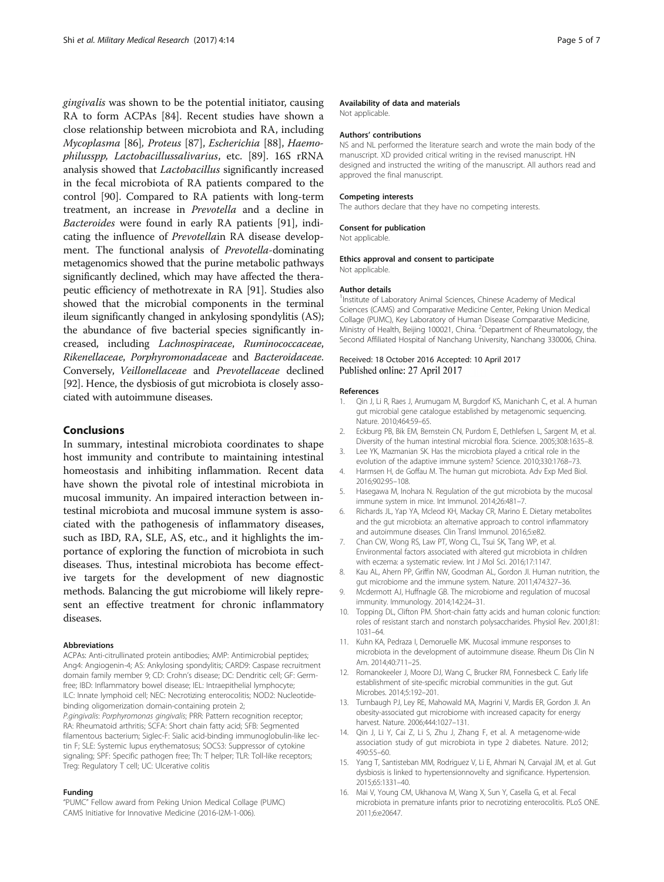*gingivalis* was shown to be the potential initiator, causing RA to form ACPAs [84]. Recent studies have shown a close relationship between microbiota and RA, including *Mycoplasma* [86], *Proteus* [87], *Escherichia* [88], *Haemophilusspp, Lactobacillussalivarius*, etc. [89]. 16S rRNA analysis showed that *Lactobacillus* significantly increased in the fecal microbiota of RA patients compared to the control [90]. Compared to RA patients with long-term treatment, an increase in *Prevotella* and a decline in *Bacteroides* were found in early RA patients [91], indicating the influence of *Prevotella*in RA disease development. The functional analysis of *Prevotella*-dominating metagenomics showed that the purine metabolic pathways significantly declined, which may have affected the therapeutic efficiency of methotrexate in RA [91]. Studies also showed that the microbial components in the terminal ileum significantly changed in ankylosing spondylitis (AS); the abundance of five bacterial species significantly increased, including *Lachnospiraceae*, *Ruminococcaceae*, *Rikenellaceae*, *Porphyromonadaceae* and *Bacteroidaceae*. Conversely, *Veillonellaceae* and *Prevotellaceae* declined [92]. Hence, the dysbiosis of gut microbiota is closely associated with autoimmune diseases.

## Conclusions

In summary, intestinal microbiota coordinates to shape host immunity and contribute to maintaining intestinal homeostasis and inhibiting inflammation. Recent data have shown the pivotal role of intestinal microbiota in mucosal immunity. An impaired interaction between intestinal microbiota and mucosal immune system is associated with the pathogenesis of inflammatory diseases, such as IBD, RA, SLE, AS, etc., and it highlights the importance of exploring the function of microbiota in such diseases. Thus, intestinal microbiota has become effective targets for the development of new diagnostic methods. Balancing the gut microbiome will likely represent an effective treatment for chronic inflammatory diseases.

#### Abbreviations

ACPAs: Anti-citrullinated protein antibodies; AMP: Antimicrobial peptides; Ang4: Angiogenin-4; AS: Ankylosing spondylitis; CARD9: Caspase recruitment domain family member 9; CD: Crohn's disease; DC: Dendritic cell; GF: Germ-free; IBD: Inflammatory bowel disease; IEL: Intraepithelial lymphocyte; ILC: Innate lymphoid cell; NEC: Necrotizing enterocolitis; NOD2: Nucleotide-binding oligomerization domain-containing protein 2; *P.gingivalis*: *Porphyromonas gingivalis*; PRR: Pattern recognition receptor; RA: Rheumatoid arthritis; SCFA: Short chain fatty acid; SFB: Segmented filamentous bacterium; Siglec-F: Sialic acid-binding immunoglobulin-like lectin F; SLE: Systemic lupus erythematosus; SOCS3: Suppressor of cytokine signaling; SPF: Specific pathogen free; Th: T helper; TLR: Toll-like receptors; Treg: Regulatory T cell; UC: Ulcerative colitis

#### Funding

"PUMC" Fellow award from Peking Union Medical Collage (PUMC)
CAMS Initiative for Innovative Medicine (2016-I2M-1-006).

#### Availability of data and materials

Not applicable.

#### Authors' contributions

NS and NL performed the literature search and wrote the main body of the manuscript. XD provided critical writing in the revised manuscript. HN designed and instructed the writing of the manuscript. All authors read and approved the final manuscript.

#### Competing interests

The authors declare that they have no competing interests.

#### Consent for publication

Not applicable.

#### Ethics approval and consent to participate

Not applicable.

#### Author details

[1]Institute of Laboratory Animal Sciences, Chinese Academy of Medical Sciences (CAMS) and Comparative Medicine Center, Peking Union Medical Collage (PUMC), Key Laboratory of Human Disease Comparative Medicine, Ministry of Health, Beijing 100021, China. [2]Department of Rheumatology, the Second Affiliated Hospital of Nanchang University, Nanchang 330006, China.

Received: 18 October 2016 Accepted: 10 April 2017
Published online: 27 April 2017

#### References

1. Qin J, Li R, Raes J, Arumugam M, Burgdorf KS, Manichanh C, et al. A human gut microbial gene catalogue established by metagenomic sequencing. Nature. 2010;464:59–65.
2. Eckburg PB, Bik EM, Bernstein CN, Purdom E, Dethlefsen L, Sargent M, et al. Diversity of the human intestinal microbial flora. Science. 2005;308:1635–8.
3. Lee YK, Mazmanian SK. Has the microbiota played a critical role in the evolution of the adaptive immune system? Science. 2010;330:1768–73.
4. Harmsen H, de Goffau M. The human gut microbiota. Adv Exp Med Biol. 2016;902:95–108.
5. Hasegawa M, Inohara N. Regulation of the gut microbiota by the mucosal immune system in mice. Int Immunol. 2014;26:481–7.
6. Richards JL, Yap YA, Mcleod KH, Mackay CR, Marino E. Dietary metabolites and the gut microbiota: an alternative approach to control inflammatory and autoimmune diseases. Clin Transl Immunol. 2016;5:e82.
7. Chan CW, Wong RS, Law PT, Wong CL, Tsui SK, Tang WP, et al. Environmental factors associated with altered gut microbiota in children with eczema: a systematic review. Int J Mol Sci. 2016;17:1147.
8. Kau AL, Ahern PP, Griffin NW, Goodman AL, Gordon JI. Human nutrition, the gut microbiome and the immune system. Nature. 2011;474:327–36.
9. Mcdermott AJ, Huffnagle GB. The microbiome and regulation of mucosal immunity. Immunology. 2014;142:24–31.
10. Topping DL, Clifton PM. Short-chain fatty acids and human colonic function: roles of resistant starch and nonstarch polysaccharides. Physiol Rev. 2001;81:1031–64.
11. Kuhn KA, Pedraza I, Demoruelle MK. Mucosal immune responses to microbiota in the development of autoimmune disease. Rheum Dis Clin N Am. 2014;40:711–25.
12. Romanokeeler J, Moore DJ, Wang C, Brucker RM, Fonnesbeck C. Early life establishment of site-specific microbial communities in the gut. Gut Microbes. 2014;5:192–201.
13. Turnbaugh PJ, Ley RE, Mahowald MA, Magrini V, Mardis ER, Gordon JI. An obesity-associated gut microbiome with increased capacity for energy harvest. Nature. 2006;444:1027–131.
14. Qin J, Li Y, Cai Z, Li S, Zhu J, Zhang F, et al. A metagenome-wide association study of gut microbiota in type 2 diabetes. Nature. 2012;490:55–60.
15. Yang T, Santisteban MM, Rodriguez V, Li E, Ahmari N, Carvajal JM, et al. Gut dysbiosis is linked to hypertensionnovelty and significance. Hypertension. 2015;65:1331–40.
16. Mai V, Young CM, Ukhanova M, Wang X, Sun Y, Casella G, et al. Fecal microbiota in premature infants prior to necrotizing enterocolitis. PLoS ONE. 2011;6:e20647.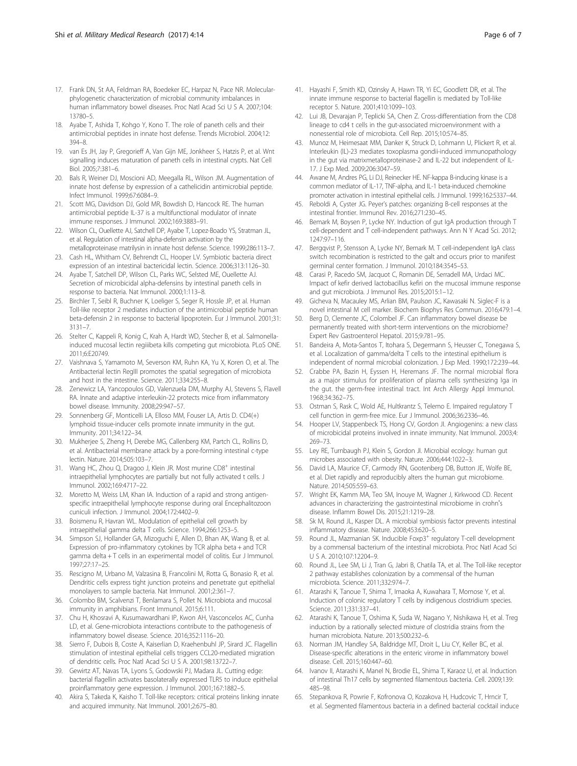17. Frank DN, St AA, Feldman RA, Boedeker EC, Harpaz N, Pace NR. Molecular-phylogenetic characterization of microbial community imbalances in human inflammatory bowel diseases. Proc Natl Acad Sci U S A. 2007;104:13780–5.
18. Ayabe T, Ashida T, Kohgo Y, Kono T. The role of paneth cells and their antimicrobial peptides in innate host defense. Trends Microbiol. 2004;12:394–8.
19. van Es JH, Jay P, Gregorieff A, Van Gijn ME, Jonkheer S, Hatzis P, et al. Wnt signalling induces maturation of paneth cells in intestinal crypts. Nat Cell Biol. 2005;7:381–6.
20. Bals R, Weiner DJ, Moscioni AD, Meegalla RL, Wilson JM. Augmentation of innate host defense by expression of a cathelicidin antimicrobial peptide. Infect Immunol. 1999;67:6084–9.
21. Scott MG, Davidson DJ, Gold MR, Bowdish D, Hancock RE. The human antimicrobial peptide IL-37 is a multifunctional modulator of innate immune responses. J Immunol. 2002;169:3883–91.
22. Wilson CL, Ouellette AJ, Satchell DP, Ayabe T, Lopez-Boado YS, Stratman JL, et al. Regulation of intestinal alpha-defensin activation by the metalloproteinase matrilysin in innate host defense. Science. 1999;286:113–7.
23. Cash HL, Whitham CV, Behrendt CL, Hooper LV. Symbiotic bacteria direct expression of an intestinal bactericidal lectin. Science. 2006;313:1126–30.
24. Ayabe T, Satchell DP, Wilson CL, Parks WC, Selsted ME, Ouellette AJ. Secretion of microbicidal alpha-defensins by intestinal paneth cells in response to bacteria. Nat Immunol. 2000;1:113–8.
25. Birchler T, Seibl R, Buchner K, Loeliger S, Seger R, Hossle JP, et al. Human Toll-like receptor 2 mediates induction of the antimicrobial peptide human beta-defensin 2 in response to bacterial lipoprotein. Eur J Immunol. 2001;31:3131–7.
26. Stelter C, Kappeli R, Konig C, Krah A, Hardt WD, Stecher B, et al. Salmonella-induced mucosal lectin regiiibeta kills competing gut microbiota. PLoS ONE. 2011;6:E20749.
27. Vaishnava S, Yamamoto M, Severson KM, Ruhn KA, Yu X, Koren O, et al. The Antibacterial lectin RegIII promotes the spatial segregation of microbiota and host in the intestine. Science. 2011;334:255–8.
28. Zenewicz LA, Yancopoulos GD, Valenzuela DM, Murphy AJ, Stevens S, Flavell RA. Innate and adaptive interleukin-22 protects mice from inflammatory bowel disease. Immunity. 2008;29:947–57.
29. Sonnenberg GF, Monticelli LA, Elloso MM, Fouser LA, Artis D. CD4(+) lymphoid tissue-inducer cells promote innate immunity in the gut. Immunity. 2011;34:122–34.
30. Mukherjee S, Zheng H, Derebe MG, Callenberg KM, Partch CL, Rollins D, et al. Antibacterial membrane attack by a pore-forming intestinal c-type lectin. Nature. 2014;505:103–7.
31. Wang HC, Zhou Q, Dragoo J, Klein JR. Most murine CD8[+] intestinal intraepithelial lymphocytes are partially but not fully activated t cells. J Immunol. 2002;169:4717–22.
32. Moretto M, Weiss LM, Khan IA. Induction of a rapid and strong antigen-specific intraepithelial lymphocyte response during oral Encephalitozoon cuniculi infection. J Immunol. 2004;172:4402–9.
33. Boismenu R, Havran WL. Modulation of epithelial cell growth by intraepithelial gamma delta T cells. Science. 1994;266:1253–5.
34. Simpson SJ, Hollander GA, Mizoguchi E, Allen D, Bhan AK, Wang B, et al. Expression of pro-inflammatory cytokines by TCR alpha beta + and TCR gamma delta + T cells in an experimental model of colitis. Eur J Immunol. 1997;27:17–25.
35. Rescigno M, Urbano M, Valzasina B, Francolini M, Rotta G, Bonasio R, et al. Dendritic cells express tight junction proteins and penetrate gut epithelial monolayers to sample bacteria. Nat Immunol. 2001;2:361–7.
36. Colombo BM, Scalvenzi T, Benlamara S, Pollet N. Microbiota and mucosal immunity in amphibians. Front Immunol. 2015;6:111.
37. Chu H, Khosravi A, Kusumawardhani IP, Kwon AH, Vasconcelos AC, Cunha LD, et al. Gene-microbiota interactions contribute to the pathogenesis of inflammatory bowel disease. Science. 2016;352:1116–20.
38. Sierro F, Dubois B, Coste A, Kaiserlian D, Kraehenbuhl JP, Sirard JC. Flagellin stimulation of intestinal epithelial cells triggers CCL20-mediated migration of dendritic cells. Proc Natl Acad Sci U S A. 2001;98:13722–7.
39. Gewirtz AT, Navas TA, Lyons S, Godowski PJ, Madara JL. Cutting edge: bacterial flagellin activates basolaterally expressed TLR5 to induce epithelial proinflammatory gene expression. J Immunol. 2001;167:1882–5.
40. Akira S, Takeda K, Kaisho T. Toll-like receptors: critical proteins linking innate and acquired immunity. Nat Immunol. 2001;2:675–80.
41. Hayashi F, Smith KD, Ozinsky A, Hawn TR, Yi EC, Goodlett DR, et al. The innate immune response to bacterial flagellin is mediated by Toll-like receptor 5. Nature. 2001;410:1099–103.
42. Lui JB, Devarajan P, Teplicki SA, Chen Z. Cross-differentiation from the CD8 lineage to cd4 t cells in the gut-associated microenvironment with a nonessential role of microbiota. Cell Rep. 2015;10:574–85.
43. Munoz M, Heimesaat MM, Danker K, Struck D, Lohmann U, Plickert R, et al. Interleukin (IL)-23 mediates toxoplasma gondii-induced immunopathology in the gut via matrixmetalloproteinase-2 and IL-22 but independent of IL-17. J Exp Med. 2009;206:3047–59.
44. Awane M, Andres PG, Li DJ, Reinecker HE. NF-kappa B-inducing kinase is a common mediator of IL-17, TNF-alpha, and IL-1 beta-induced chemokine promoter activation in intestinal epithelial cells. J Immunol. 1999;162:5337–44.
45. Reboldi A, Cyster JG. Peyer's patches: organizing B-cell responses at the intestinal frontier. Immunol Rev. 2016;271:230–45.
46. Bemark M, Boysen P, Lycke NY. Induction of gut IgA production through T cell-dependent and T cell-independent pathways. Ann N Y Acad Sci. 2012;1247:97–116.
47. Bergqvist P, Stensson A, Lycke NY, Bemark M. T cell-independent IgA class switch recombination is restricted to the galt and occurs prior to manifest germinal center formation. J Immunol. 2010;184:3545–53.
48. Carasi P, Racedo SM, Jacquot C, Romanin DE, Serradell MA, Urdaci MC. Impact of kefir derived lactobacillus kefiri on the mucosal immune response and gut microbiota. J Immunol Res. 2015;2015:1–12.
49. Gicheva N, Macauley MS, Arlian BM, Paulson JC, Kawasaki N. Siglec-F is a novel intestinal M cell marker. Biochem Biophys Res Commun. 2016;479:1–4.
50. Berg D, Clemente JC, Colombel JF. Can inflammatory bowel disease be permanently treated with short-term interventions on the microbiome? Expert Rev Gastroenterol Hepatol. 2015;9:781–95.
51. Bandeira A, Mota-Santos T, Itohara S, Degermann S, Heusser C, Tonegawa S, et al. Localization of gamma/delta T cells to the intestinal epithelium is independent of normal microbial colonization. J Exp Med. 1990;172:239–44.
52. Crabbe PA, Bazin H, Eyssen H, Heremans JF. The normal microbial flora as a major stimulus for proliferation of plasma cells synthesizing Iga in the gut. the germ-free intestinal tract. Int Arch Allergy Appl Immunol. 1968;34:362–75.
53. Ostman S, Rask C, Wold AE, Hultkrantz S, Telemo E. Impaired regulatory T cell function in germ-free mice. Eur J Immunol. 2006;36:2336–46.
54. Hooper LV, Stappenbeck TS, Hong CV, Gordon JI. Angiogenins: a new class of microbicidal proteins involved in innate immunity. Nat Immunol. 2003;4:269–73.
55. Ley RE, Turnbaugh PJ, Klein S, Gordon JI. Microbial ecology: human gut microbes associated with obesity. Nature. 2006;444:1022–3.
56. David LA, Maurice CF, Carmody RN, Gootenberg DB, Button JE, Wolfe BE, et al. Diet rapidly and reproducibly alters the human gut microbiome. Nature. 2014;505:559–63.
57. Wright EK, Kamm MA, Teo SM, Inouye M, Wagner J, Kirkwood CD. Recent advances in characterizing the gastrointestinal microbiome in crohn's disease. Inflamm Bowel Dis. 2015;21:1219–28.
58. Sk M, Round JL, Kasper DL. A microbial symbiosis factor prevents intestinal inflammatory disease. Nature. 2008;453:620–5.
59. Round JL, Mazmanian SK. Inducible Foxp3[+] regulatory T-cell development by a commensal bacterium of the intestinal microbiota. Proc Natl Acad Sci U S A. 2010;107:12204–9.
60. Round JL, Lee SM, Li J, Tran G, Jabri B, Chatila TA, et al. The Toll-like receptor 2 pathway establishes colonization by a commensal of the human microbiota. Science. 2011;332:974–7.
61. Atarashi K, Tanoue T, Shima T, Imaoka A, Kuwahara T, Momose Y, et al. Induction of colonic regulatory T cells by indigenous clostridium species. Science. 2011;331:337–41.
62. Atarashi K, Tanoue T, Oshima K, Suda W, Nagano Y, Nishikawa H, et al. Treg induction by a rationally selected mixture of clostridia strains from the human microbiota. Nature. 2013;500:232–6.
63. Norman JM, Handley SA, Baldridge MT, Droit L, Liu CY, Keller BC, et al. Disease-specific alterations in the enteric virome in inflammatory bowel disease. Cell. 2015;160:447–60.
64. Ivanov II, Atarashi K, Manel N, Brodie EL, Shima T, Karaoz U, et al. Induction of intestinal Th17 cells by segmented filamentous bacteria. Cell. 2009;139:485–98.
65. Stepankova R, Powrie F, Kofronova O, Kozakova H, Hudcovic T, Hrncir T, et al. Segmented filamentous bacteria in a defined bacterial cocktail induce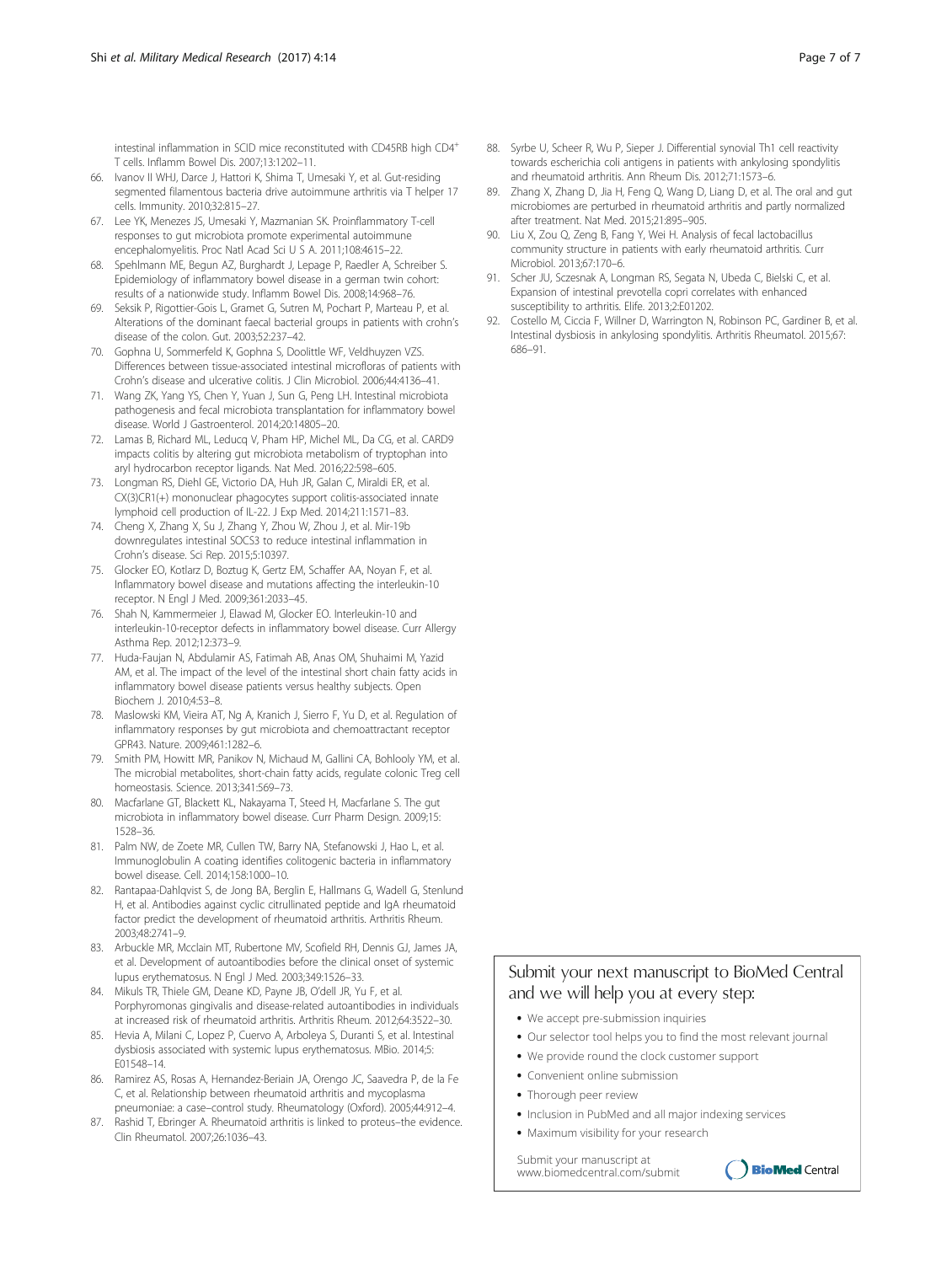intestinal inflammation in SCID mice reconstituted with CD45RB high $CD4^+$ T cells. Inflamm Bowel Dis. 2007;13:1202–11.

66. Ivanov II WHJ, Darce J, Hattori K, Shima T, Umesaki Y, et al. Gut-residing segmented filamentous bacteria drive autoimmune arthritis via T helper 17 cells. Immunity. 2010;32:815–27.
67. Lee YK, Menezes JS, Umesaki Y, Mazmanian SK. Proinflammatory T-cell responses to gut microbiota promote experimental autoimmune encephalomyelitis. Proc Natl Acad Sci U S A. 2011;108:4615–22.
68. Spehlmann ME, Begun AZ, Burghardt J, Lepage P, Raedler A, Schreiber S. Epidemiology of inflammatory bowel disease in a german twin cohort: results of a nationwide study. Inflamm Bowel Dis. 2008;14:968–76.
69. Seksik P, Rigottier-Gois L, Gramet G, Sutren M, Pochart P, Marteau P, et al. Alterations of the dominant faecal bacterial groups in patients with crohn's disease of the colon. Gut. 2003;52:237–42.
70. Gophna U, Sommerfeld K, Gophna S, Doolittle WF, Veldhuyzen VZS. Differences between tissue-associated intestinal microfloras of patients with Crohn's disease and ulcerative colitis. J Clin Microbiol. 2006;44:4136–41.
71. Wang ZK, Yang YS, Chen Y, Yuan J, Sun G, Peng LH. Intestinal microbiota pathogenesis and fecal microbiota transplantation for inflammatory bowel disease. World J Gastroenterol. 2014;20:14805–20.
72. Lamas B, Richard ML, Leducq V, Pham HP, Michel ML, Da CG, et al. CARD9 impacts colitis by altering gut microbiota metabolism of tryptophan into aryl hydrocarbon receptor ligands. Nat Med. 2016;22:598–605.
73. Longman RS, Diehl GE, Victorio DA, Huh JR, Galan C, Miraldi ER, et al. CX(3)CR1(+) mononuclear phagocytes support colitis-associated innate lymphoid cell production of IL-22. J Exp Med. 2014;211:1571–83.
74. Cheng X, Zhang X, Su J, Zhang Y, Zhou W, Zhou J, et al. Mir-19b downregulates intestinal SOCS3 to reduce intestinal inflammation in Crohn's disease. Sci Rep. 2015;5:10397.
75. Glocker EO, Kotlarz D, Boztug K, Gertz EM, Schaffer AA, Noyan F, et al. Inflammatory bowel disease and mutations affecting the interleukin-10 receptor. N Engl J Med. 2009;361:2033–45.
76. Shah N, Kammermeier J, Elawad M, Glocker EO. Interleukin-10 and interleukin-10-receptor defects in inflammatory bowel disease. Curr Allergy Asthma Rep. 2012;12:373–9.
77. Huda-Faujan N, Abdulamir AS, Fatimah AB, Anas OM, Shuhaimi M, Yazid AM, et al. The impact of the level of the intestinal short chain fatty acids in inflammatory bowel disease patients versus healthy subjects. Open Biochem J. 2010;4:53–8.
78. Maslowski KM, Vieira AT, Ng A, Kranich J, Sierro F, Yu D, et al. Regulation of inflammatory responses by gut microbiota and chemoattractant receptor GPR43. Nature. 2009;461:1282–6.
79. Smith PM, Howitt MR, Panikov N, Michaud M, Gallini CA, Bohlooly YM, et al. The microbial metabolites, short-chain fatty acids, regulate colonic Treg cell homeostasis. Science. 2013;341:569–73.
80. Macfarlane GT, Blackett KL, Nakayama T, Steed H, Macfarlane S. The gut microbiota in inflammatory bowel disease. Curr Pharm Design. 2009;15:1528–36.
81. Palm NW, de Zoete MR, Cullen TW, Barry NA, Stefanowski J, Hao L, et al. Immunoglobulin A coating identifies colitogenic bacteria in inflammatory bowel disease. Cell. 2014;158:1000–10.
82. Rantapaa-Dahlqvist S, de Jong BA, Berglin E, Hallmans G, Wadell G, Stenlund H, et al. Antibodies against cyclic citrullinated peptide and IgA rheumatoid factor predict the development of rheumatoid arthritis. Arthritis Rheum. 2003;48:2741–9.
83. Arbuckle MR, Mcclain MT, Rubertone MV, Scofield RH, Dennis GJ, James JA, et al. Development of autoantibodies before the clinical onset of systemic lupus erythematosus. N Engl J Med. 2003;349:1526–33.
84. Mikuls TR, Thiele GM, Deane KD, Payne JB, O'dell JR, Yu F, et al. Porphyromonas gingivalis and disease-related autoantibodies in individuals at increased risk of rheumatoid arthritis. Arthritis Rheum. 2012;64:3522–30.
85. Hevia A, Milani C, Lopez P, Cuervo A, Arboleya S, Duranti S, et al. Intestinal dysbiosis associated with systemic lupus erythematosus. MBio. 2014;5:E01548–14.
86. Ramirez AS, Rosas A, Hernandez-Beriain JA, Orengo JC, Saavedra P, de la Fe C, et al. Relationship between rheumatoid arthritis and mycoplasma pneumoniae: a case–control study. Rheumatology (Oxford). 2005;44:912–4.
87. Rashid T, Ebringer A. Rheumatoid arthritis is linked to proteus–the evidence. Clin Rheumatol. 2007;26:1036–43.
88. Syrbe U, Scheer R, Wu P, Sieper J. Differential synovial Th1 cell reactivity towards escherichia coli antigens in patients with ankylosing spondylitis and rheumatoid arthritis. Ann Rheum Dis. 2012;71:1573–6.
89. Zhang X, Zhang D, Jia H, Feng Q, Wang D, Liang D, et al. The oral and gut microbiomes are perturbed in rheumatoid arthritis and partly normalized after treatment. Nat Med. 2015;21:895–905.
90. Liu X, Zou Q, Zeng B, Fang Y, Wei H. Analysis of fecal lactobacillus community structure in patients with early rheumatoid arthritis. Curr Microbiol. 2013;67:170–6.
91. Scher JU, Sczesnak A, Longman RS, Segata N, Ubeda C, Bielski C, et al. Expansion of intestinal prevotella copri correlates with enhanced susceptibility to arthritis. Elife. 2013;2:E01202.
92. Costello M, Ciccia F, Willner D, Warrington N, Robinson PC, Gardiner B, et al. Intestinal dysbiosis in ankylosing spondylitis. Arthritis Rheumatol. 2015;67:686–91.

Submit your next manuscript to BioMed Central and we will help you at every step:

- We accept pre-submission inquiries
- Our selector tool helps you to find the most relevant journal
- We provide round the clock customer support
- Convenient online submission
- Thorough peer review
- Inclusion in PubMed and all major indexing services
- Maximum visibility for your research

Submit your manuscript at
www.biomedcentral.com/submit

BioMed Central